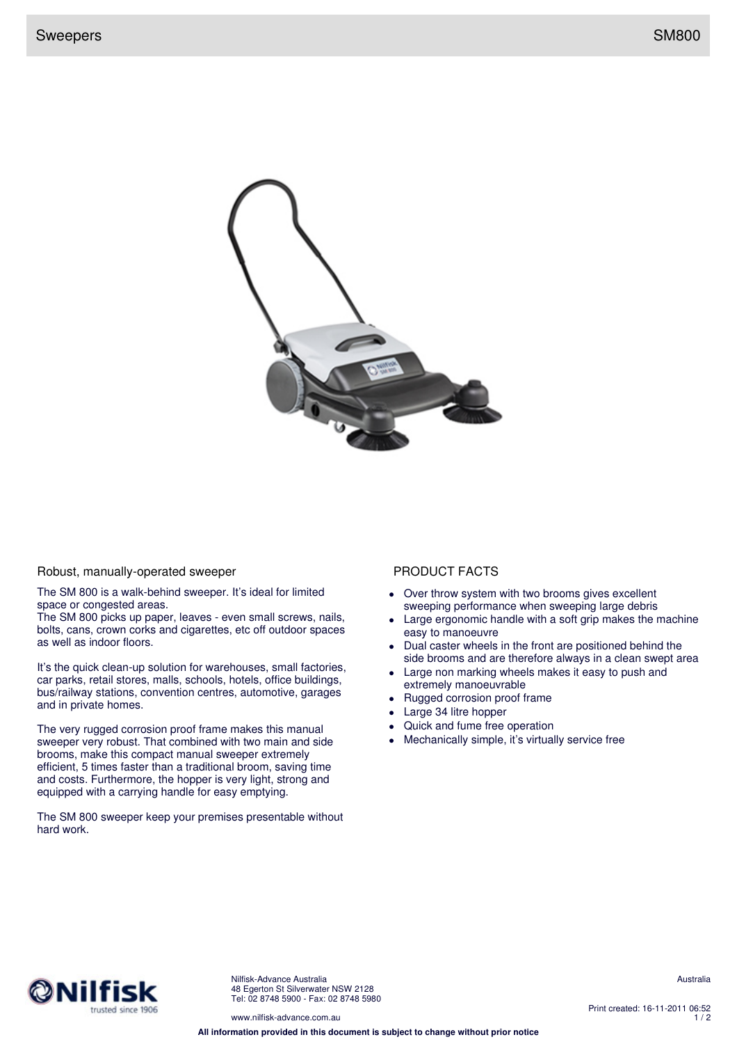# Sweepers — SM800

## Robust, manually-operated sweeper

The SM 800 is a walk-behind sweeper. It's ideal for limited space or congested areas.
The SM 800 picks up paper, leaves - even small screws, nails, bolts, cans, crown corks and cigarettes, etc off outdoor spaces as well as indoor floors.

It's the quick clean-up solution for warehouses, small factories, car parks, retail stores, malls, schools, hotels, office buildings, bus/railway stations, convention centres, automotive, garages and in private homes.

The very rugged corrosion proof frame makes this manual sweeper very robust. That combined with two main and side brooms, make this compact manual sweeper extremely efficient, 5 times faster than a traditional broom, saving time and costs. Furthermore, the hopper is very light, strong and equipped with a carrying handle for easy emptying.

The SM 800 sweeper keep your premises presentable without hard work.

## PRODUCT FACTS

- Over throw system with two brooms gives excellent sweeping performance when sweeping large debris
- Large ergonomic handle with a soft grip makes the machine easy to manoeuvre
- Dual caster wheels in the front are positioned behind the side brooms and are therefore always in a clean swept area
- Large non marking wheels makes it easy to push and extremely manoeuvrable
- Rugged corrosion proof frame
- Large 34 litre hopper
- Quick and fume free operation
- Mechanically simple, it's virtually service free

Nilfisk
trusted since 1906

Nilfisk-Advance Australia
48 Egerton St Silverwater NSW 2128
Tel: 02 8748 5900 - Fax: 02 8748 5980

www.nilfisk-advance.com.au

Australia

Print created: 16-11-2011 06:52

**All information provided in this document is subject to change without prior notice**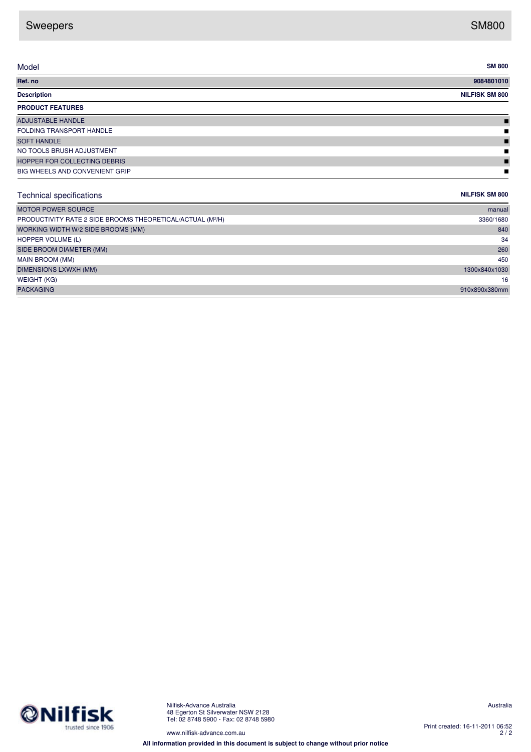| Model | SM 800 |
|---|---|
| **Ref. no** | **9084801010** |
| **Description** | **NILFISK SM 800** |
| **PRODUCT FEATURES** | |
| ADJUSTABLE HANDLE | ■ |
| FOLDING TRANSPORT HANDLE | ■ |
| SOFT HANDLE | ■ |
| NO TOOLS BRUSH ADJUSTMENT | ■ |
| HOPPER FOR COLLECTING DEBRIS | ■ |
| BIG WHEELS AND CONVENIENT GRIP | ■ |

| Technical specifications | NILFISK SM 800 |
|---|---|
| MOTOR POWER SOURCE | manual |
| PRODUCTIVITY RATE 2 SIDE BROOMS THEORETICAL/ACTUAL ($M^2$/H) | 3360/1680 |
| WORKING WIDTH W/2 SIDE BROOMS (MM) | 840 |
| HOPPER VOLUME (L) | 34 |
| SIDE BROOM DIAMETER (MM) | 260 |
| MAIN BROOM (MM) | 450 |
| DIMENSIONS LXWXH (MM) | 1300x840x1030 |
| WEIGHT (KG) | 16 |
| PACKAGING | 910x890x380mm |

Nilfisk-Advance Australia
48 Egerton St Silverwater NSW 2128
Tel: 02 8748 5900 - Fax: 02 8748 5980

www.nilfisk-advance.com.au

Australia

Print created: 16-11-2011 06:52

**All information provided in this document is subject to change without prior notice**